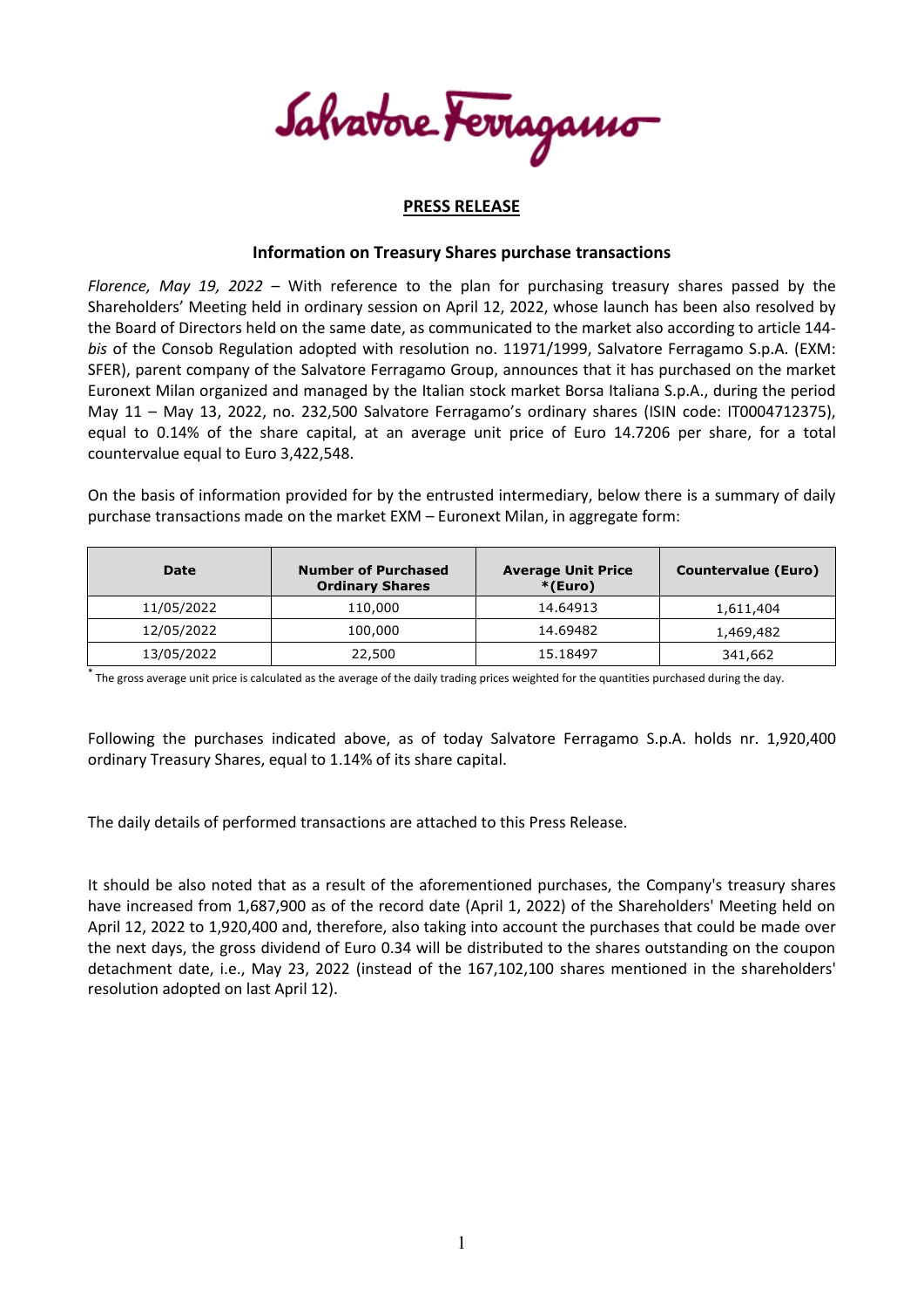Salvatore Ferragamo

**PRESS RELEASE**

**Information on Treasury Shares purchase transactions**

*Florence, May 19, 2022* – With reference to the plan for purchasing treasury shares passed by the Shareholders' Meeting held in ordinary session on April 12, 2022, whose launch has been also resolved by the Board of Directors held on the same date, as communicated to the market also according to article 144-*bis* of the Consob Regulation adopted with resolution no. 11971/1999, Salvatore Ferragamo S.p.A. (EXM: SFER), parent company of the Salvatore Ferragamo Group, announces that it has purchased on the market Euronext Milan organized and managed by the Italian stock market Borsa Italiana S.p.A., during the period May 11 – May 13, 2022, no. 232,500 Salvatore Ferragamo's ordinary shares (ISIN code: IT0004712375), equal to 0.14% of the share capital, at an average unit price of Euro 14.7206 per share, for a total countervalue equal to Euro 3,422,548.

On the basis of information provided for by the entrusted intermediary, below there is a summary of daily purchase transactions made on the market EXM – Euronext Milan, in aggregate form:

| Date | Number of Purchased Ordinary Shares | Average Unit Price *(Euro) | Countervalue (Euro) |
|---|---|---|---|
| 11/05/2022 | 110,000 | 14.64913 | 1,611,404 |
| 12/05/2022 | 100,000 | 14.69482 | 1,469,482 |
| 13/05/2022 | 22,500 | 15.18497 | 341,662 |

* The gross average unit price is calculated as the average of the daily trading prices weighted for the quantities purchased during the day.

Following the purchases indicated above, as of today Salvatore Ferragamo S.p.A. holds nr. 1,920,400 ordinary Treasury Shares, equal to 1.14% of its share capital.

The daily details of performed transactions are attached to this Press Release.

It should be also noted that as a result of the aforementioned purchases, the Company's treasury shares have increased from 1,687,900 as of the record date (April 1, 2022) of the Shareholders' Meeting held on April 12, 2022 to 1,920,400 and, therefore, also taking into account the purchases that could be made over the next days, the gross dividend of Euro 0.34 will be distributed to the shares outstanding on the coupon detachment date, i.e., May 23, 2022 (instead of the 167,102,100 shares mentioned in the shareholders' resolution adopted on last April 12).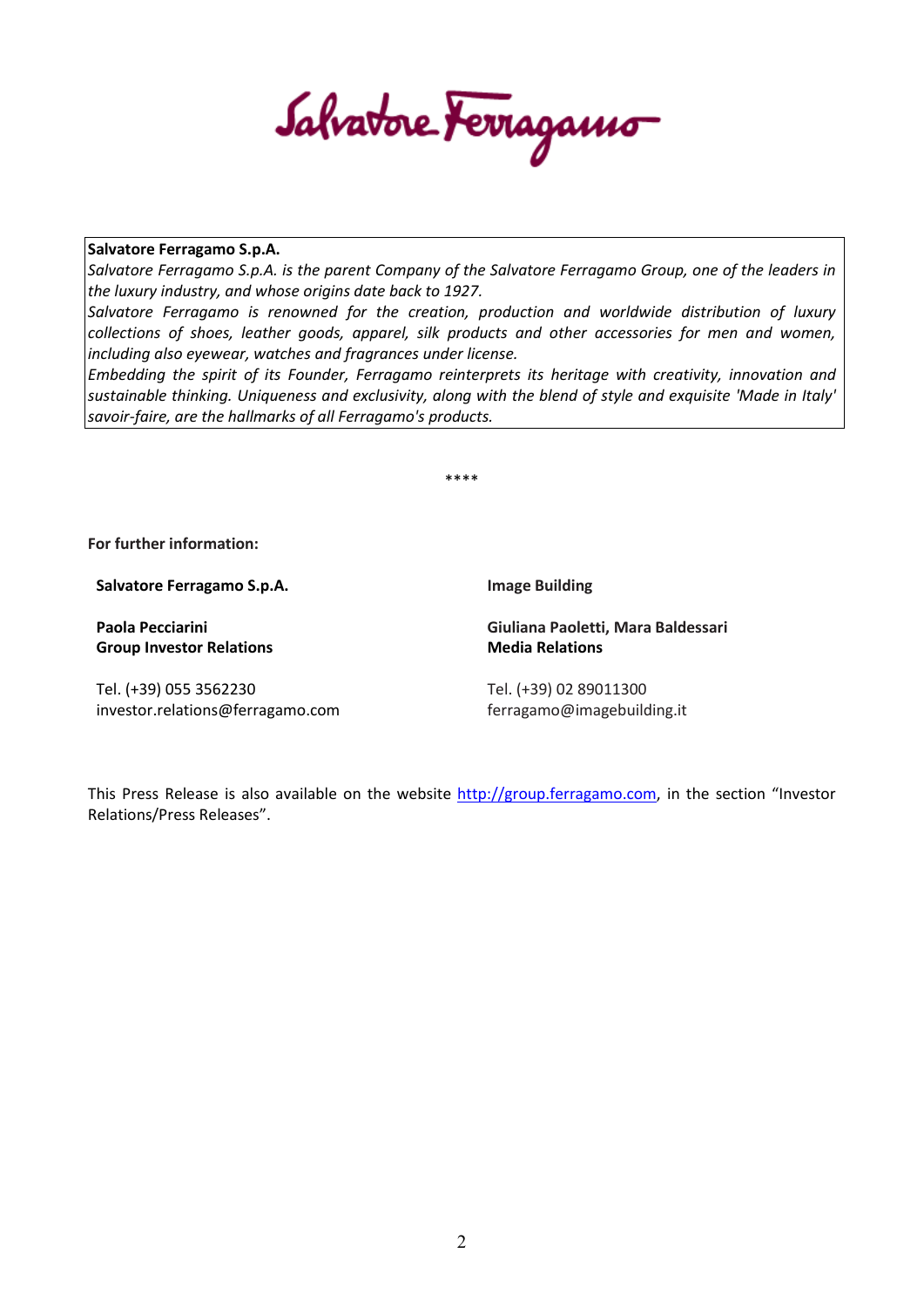**Salvatore Ferragamo S.p.A.**

*Salvatore Ferragamo S.p.A. is the parent Company of the Salvatore Ferragamo Group, one of the leaders in the luxury industry, and whose origins date back to 1927.*

*Salvatore Ferragamo is renowned for the creation, production and worldwide distribution of luxury collections of shoes, leather goods, apparel, silk products and other accessories for men and women, including also eyewear, watches and fragrances under license.*

*Embedding the spirit of its Founder, Ferragamo reinterprets its heritage with creativity, innovation and sustainable thinking. Uniqueness and exclusivity, along with the blend of style and exquisite 'Made in Italy' savoir-faire, are the hallmarks of all Ferragamo's products.*

****

**For further information:**

**Salvatore Ferragamo S.p.A.**

**Paola Pecciarini**
**Group Investor Relations**

Tel. (+39) 055 3562230
investor.relations@ferragamo.com

**Image Building**

**Giuliana Paoletti, Mara Baldessari**
**Media Relations**

Tel. (+39) 02 89011300
ferragamo@imagebuilding.it

This Press Release is also available on the website http://group.ferragamo.com, in the section “Investor Relations/Press Releases”.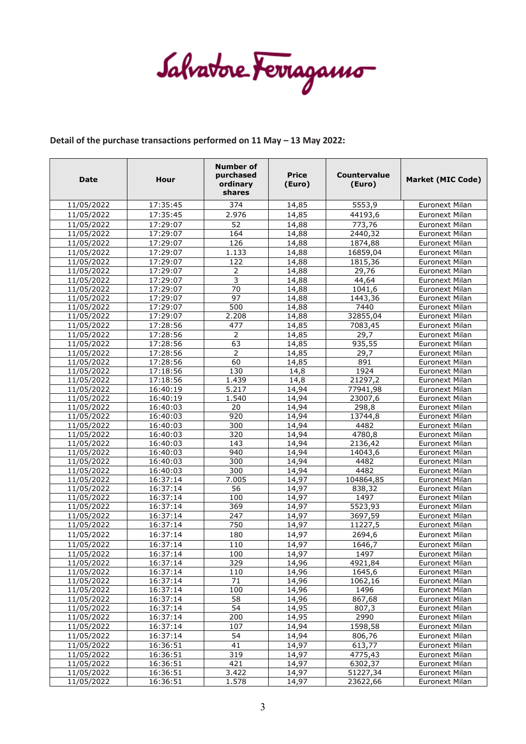**Detail of the purchase transactions performed on 11 May – 13 May 2022:**

| Date | Hour | Number of purchased ordinary shares | Price (Euro) | Countervalue (Euro) | Market (MIC Code) |
|---|---|---|---|---|---|
| 11/05/2022 | 17:35:45 | 374 | 14,85 | 5553,9 | Euronext Milan |
| 11/05/2022 | 17:35:45 | 2.976 | 14,85 | 44193,6 | Euronext Milan |
| 11/05/2022 | 17:29:07 | 52 | 14,88 | 773,76 | Euronext Milan |
| 11/05/2022 | 17:29:07 | 164 | 14,88 | 2440,32 | Euronext Milan |
| 11/05/2022 | 17:29:07 | 126 | 14,88 | 1874,88 | Euronext Milan |
| 11/05/2022 | 17:29:07 | 1.133 | 14,88 | 16859,04 | Euronext Milan |
| 11/05/2022 | 17:29:07 | 122 | 14,88 | 1815,36 | Euronext Milan |
| 11/05/2022 | 17:29:07 | 2 | 14,88 | 29,76 | Euronext Milan |
| 11/05/2022 | 17:29:07 | 3 | 14,88 | 44,64 | Euronext Milan |
| 11/05/2022 | 17:29:07 | 70 | 14,88 | 1041,6 | Euronext Milan |
| 11/05/2022 | 17:29:07 | 97 | 14,88 | 1443,36 | Euronext Milan |
| 11/05/2022 | 17:29:07 | 500 | 14,88 | 7440 | Euronext Milan |
| 11/05/2022 | 17:29:07 | 2.208 | 14,88 | 32855,04 | Euronext Milan |
| 11/05/2022 | 17:28:56 | 477 | 14,85 | 7083,45 | Euronext Milan |
| 11/05/2022 | 17:28:56 | 2 | 14,85 | 29,7 | Euronext Milan |
| 11/05/2022 | 17:28:56 | 63 | 14,85 | 935,55 | Euronext Milan |
| 11/05/2022 | 17:28:56 | 2 | 14,85 | 29,7 | Euronext Milan |
| 11/05/2022 | 17:28:56 | 60 | 14,85 | 891 | Euronext Milan |
| 11/05/2022 | 17:18:56 | 130 | 14,8 | 1924 | Euronext Milan |
| 11/05/2022 | 17:18:56 | 1.439 | 14,8 | 21297,2 | Euronext Milan |
| 11/05/2022 | 16:40:19 | 5.217 | 14,94 | 77941,98 | Euronext Milan |
| 11/05/2022 | 16:40:19 | 1.540 | 14,94 | 23007,6 | Euronext Milan |
| 11/05/2022 | 16:40:03 | 20 | 14,94 | 298,8 | Euronext Milan |
| 11/05/2022 | 16:40:03 | 920 | 14,94 | 13744,8 | Euronext Milan |
| 11/05/2022 | 16:40:03 | 300 | 14,94 | 4482 | Euronext Milan |
| 11/05/2022 | 16:40:03 | 320 | 14,94 | 4780,8 | Euronext Milan |
| 11/05/2022 | 16:40:03 | 143 | 14,94 | 2136,42 | Euronext Milan |
| 11/05/2022 | 16:40:03 | 940 | 14,94 | 14043,6 | Euronext Milan |
| 11/05/2022 | 16:40:03 | 300 | 14,94 | 4482 | Euronext Milan |
| 11/05/2022 | 16:40:03 | 300 | 14,94 | 4482 | Euronext Milan |
| 11/05/2022 | 16:37:14 | 7.005 | 14,97 | 104864,85 | Euronext Milan |
| 11/05/2022 | 16:37:14 | 56 | 14,97 | 838,32 | Euronext Milan |
| 11/05/2022 | 16:37:14 | 100 | 14,97 | 1497 | Euronext Milan |
| 11/05/2022 | 16:37:14 | 369 | 14,97 | 5523,93 | Euronext Milan |
| 11/05/2022 | 16:37:14 | 247 | 14,97 | 3697,59 | Euronext Milan |
| 11/05/2022 | 16:37:14 | 750 | 14,97 | 11227,5 | Euronext Milan |
| 11/05/2022 | 16:37:14 | 180 | 14,97 | 2694,6 | Euronext Milan |
| 11/05/2022 | 16:37:14 | 110 | 14,97 | 1646,7 | Euronext Milan |
| 11/05/2022 | 16:37:14 | 100 | 14,97 | 1497 | Euronext Milan |
| 11/05/2022 | 16:37:14 | 329 | 14,96 | 4921,84 | Euronext Milan |
| 11/05/2022 | 16:37:14 | 110 | 14,96 | 1645,6 | Euronext Milan |
| 11/05/2022 | 16:37:14 | 71 | 14,96 | 1062,16 | Euronext Milan |
| 11/05/2022 | 16:37:14 | 100 | 14,96 | 1496 | Euronext Milan |
| 11/05/2022 | 16:37:14 | 58 | 14,96 | 867,68 | Euronext Milan |
| 11/05/2022 | 16:37:14 | 54 | 14,95 | 807,3 | Euronext Milan |
| 11/05/2022 | 16:37:14 | 200 | 14,95 | 2990 | Euronext Milan |
| 11/05/2022 | 16:37:14 | 107 | 14,94 | 1598,58 | Euronext Milan |
| 11/05/2022 | 16:37:14 | 54 | 14,94 | 806,76 | Euronext Milan |
| 11/05/2022 | 16:36:51 | 41 | 14,97 | 613,77 | Euronext Milan |
| 11/05/2022 | 16:36:51 | 319 | 14,97 | 4775,43 | Euronext Milan |
| 11/05/2022 | 16:36:51 | 421 | 14,97 | 6302,37 | Euronext Milan |
| 11/05/2022 | 16:36:51 | 3.422 | 14,97 | 51227,34 | Euronext Milan |
| 11/05/2022 | 16:36:51 | 1.578 | 14,97 | 23622,66 | Euronext Milan |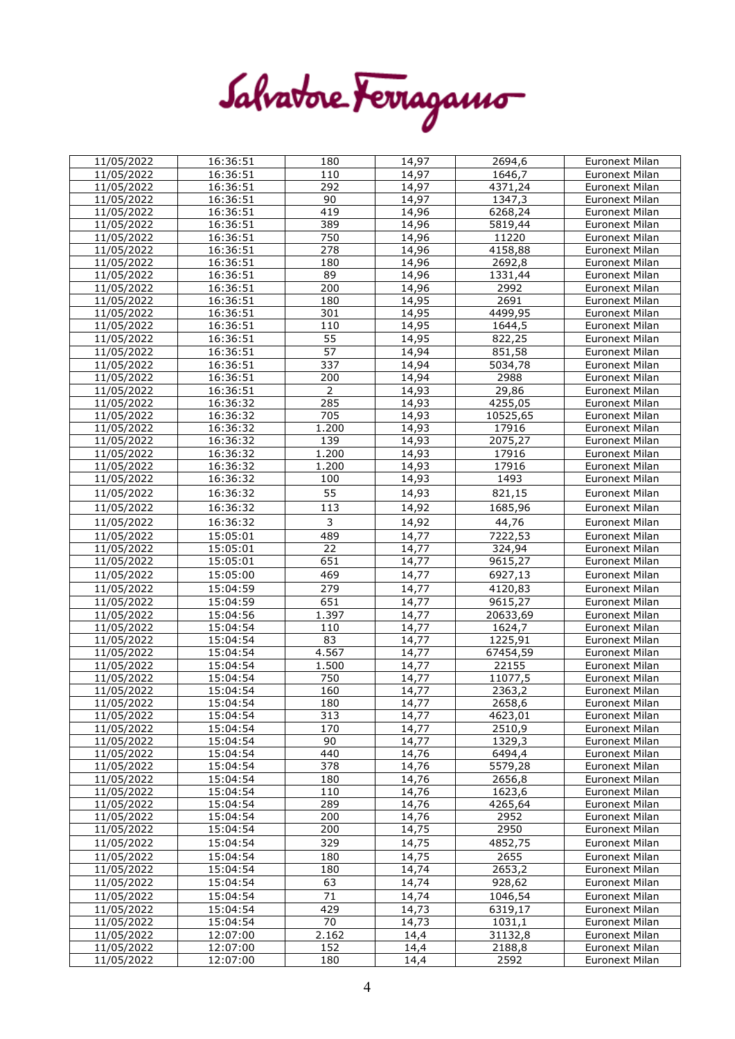| 11/05/2022 | 16:36:51 | 180 | 14,97 | 2694,6 | Euronext Milan |
|---|---|---|---|---|---|
| 11/05/2022 | 16:36:51 | 110 | 14,97 | 1646,7 | Euronext Milan |
| 11/05/2022 | 16:36:51 | 292 | 14,97 | 4371,24 | Euronext Milan |
| 11/05/2022 | 16:36:51 | 90 | 14,97 | 1347,3 | Euronext Milan |
| 11/05/2022 | 16:36:51 | 419 | 14,96 | 6268,24 | Euronext Milan |
| 11/05/2022 | 16:36:51 | 389 | 14,96 | 5819,44 | Euronext Milan |
| 11/05/2022 | 16:36:51 | 750 | 14,96 | 11220 | Euronext Milan |
| 11/05/2022 | 16:36:51 | 278 | 14,96 | 4158,88 | Euronext Milan |
| 11/05/2022 | 16:36:51 | 180 | 14,96 | 2692,8 | Euronext Milan |
| 11/05/2022 | 16:36:51 | 89 | 14,96 | 1331,44 | Euronext Milan |
| 11/05/2022 | 16:36:51 | 200 | 14,96 | 2992 | Euronext Milan |
| 11/05/2022 | 16:36:51 | 180 | 14,95 | 2691 | Euronext Milan |
| 11/05/2022 | 16:36:51 | 301 | 14,95 | 4499,95 | Euronext Milan |
| 11/05/2022 | 16:36:51 | 110 | 14,95 | 1644,5 | Euronext Milan |
| 11/05/2022 | 16:36:51 | 55 | 14,95 | 822,25 | Euronext Milan |
| 11/05/2022 | 16:36:51 | 57 | 14,94 | 851,58 | Euronext Milan |
| 11/05/2022 | 16:36:51 | 337 | 14,94 | 5034,78 | Euronext Milan |
| 11/05/2022 | 16:36:51 | 200 | 14,94 | 2988 | Euronext Milan |
| 11/05/2022 | 16:36:51 | 2 | 14,93 | 29,86 | Euronext Milan |
| 11/05/2022 | 16:36:32 | 285 | 14,93 | 4255,05 | Euronext Milan |
| 11/05/2022 | 16:36:32 | 705 | 14,93 | 10525,65 | Euronext Milan |
| 11/05/2022 | 16:36:32 | 1.200 | 14,93 | 17916 | Euronext Milan |
| 11/05/2022 | 16:36:32 | 139 | 14,93 | 2075,27 | Euronext Milan |
| 11/05/2022 | 16:36:32 | 1.200 | 14,93 | 17916 | Euronext Milan |
| 11/05/2022 | 16:36:32 | 1.200 | 14,93 | 17916 | Euronext Milan |
| 11/05/2022 | 16:36:32 | 100 | 14,93 | 1493 | Euronext Milan |
| 11/05/2022 | 16:36:32 | 55 | 14,93 | 821,15 | Euronext Milan |
| 11/05/2022 | 16:36:32 | 113 | 14,92 | 1685,96 | Euronext Milan |
| 11/05/2022 | 16:36:32 | 3 | 14,92 | 44,76 | Euronext Milan |
| 11/05/2022 | 15:05:01 | 489 | 14,77 | 7222,53 | Euronext Milan |
| 11/05/2022 | 15:05:01 | 22 | 14,77 | 324,94 | Euronext Milan |
| 11/05/2022 | 15:05:01 | 651 | 14,77 | 9615,27 | Euronext Milan |
| 11/05/2022 | 15:05:00 | 469 | 14,77 | 6927,13 | Euronext Milan |
| 11/05/2022 | 15:04:59 | 279 | 14,77 | 4120,83 | Euronext Milan |
| 11/05/2022 | 15:04:59 | 651 | 14,77 | 9615,27 | Euronext Milan |
| 11/05/2022 | 15:04:56 | 1.397 | 14,77 | 20633,69 | Euronext Milan |
| 11/05/2022 | 15:04:54 | 110 | 14,77 | 1624,7 | Euronext Milan |
| 11/05/2022 | 15:04:54 | 83 | 14,77 | 1225,91 | Euronext Milan |
| 11/05/2022 | 15:04:54 | 4.567 | 14,77 | 67454,59 | Euronext Milan |
| 11/05/2022 | 15:04:54 | 1.500 | 14,77 | 22155 | Euronext Milan |
| 11/05/2022 | 15:04:54 | 750 | 14,77 | 11077,5 | Euronext Milan |
| 11/05/2022 | 15:04:54 | 160 | 14,77 | 2363,2 | Euronext Milan |
| 11/05/2022 | 15:04:54 | 180 | 14,77 | 2658,6 | Euronext Milan |
| 11/05/2022 | 15:04:54 | 313 | 14,77 | 4623,01 | Euronext Milan |
| 11/05/2022 | 15:04:54 | 170 | 14,77 | 2510,9 | Euronext Milan |
| 11/05/2022 | 15:04:54 | 90 | 14,77 | 1329,3 | Euronext Milan |
| 11/05/2022 | 15:04:54 | 440 | 14,76 | 6494,4 | Euronext Milan |
| 11/05/2022 | 15:04:54 | 378 | 14,76 | 5579,28 | Euronext Milan |
| 11/05/2022 | 15:04:54 | 180 | 14,76 | 2656,8 | Euronext Milan |
| 11/05/2022 | 15:04:54 | 110 | 14,76 | 1623,6 | Euronext Milan |
| 11/05/2022 | 15:04:54 | 289 | 14,76 | 4265,64 | Euronext Milan |
| 11/05/2022 | 15:04:54 | 200 | 14,76 | 2952 | Euronext Milan |
| 11/05/2022 | 15:04:54 | 200 | 14,75 | 2950 | Euronext Milan |
| 11/05/2022 | 15:04:54 | 329 | 14,75 | 4852,75 | Euronext Milan |
| 11/05/2022 | 15:04:54 | 180 | 14,75 | 2655 | Euronext Milan |
| 11/05/2022 | 15:04:54 | 180 | 14,74 | 2653,2 | Euronext Milan |
| 11/05/2022 | 15:04:54 | 63 | 14,74 | 928,62 | Euronext Milan |
| 11/05/2022 | 15:04:54 | 71 | 14,74 | 1046,54 | Euronext Milan |
| 11/05/2022 | 15:04:54 | 429 | 14,73 | 6319,17 | Euronext Milan |
| 11/05/2022 | 15:04:54 | 70 | 14,73 | 1031,1 | Euronext Milan |
| 11/05/2022 | 12:07:00 | 2.162 | 14,4 | 31132,8 | Euronext Milan |
| 11/05/2022 | 12:07:00 | 152 | 14,4 | 2188,8 | Euronext Milan |
| 11/05/2022 | 12:07:00 | 180 | 14,4 | 2592 | Euronext Milan |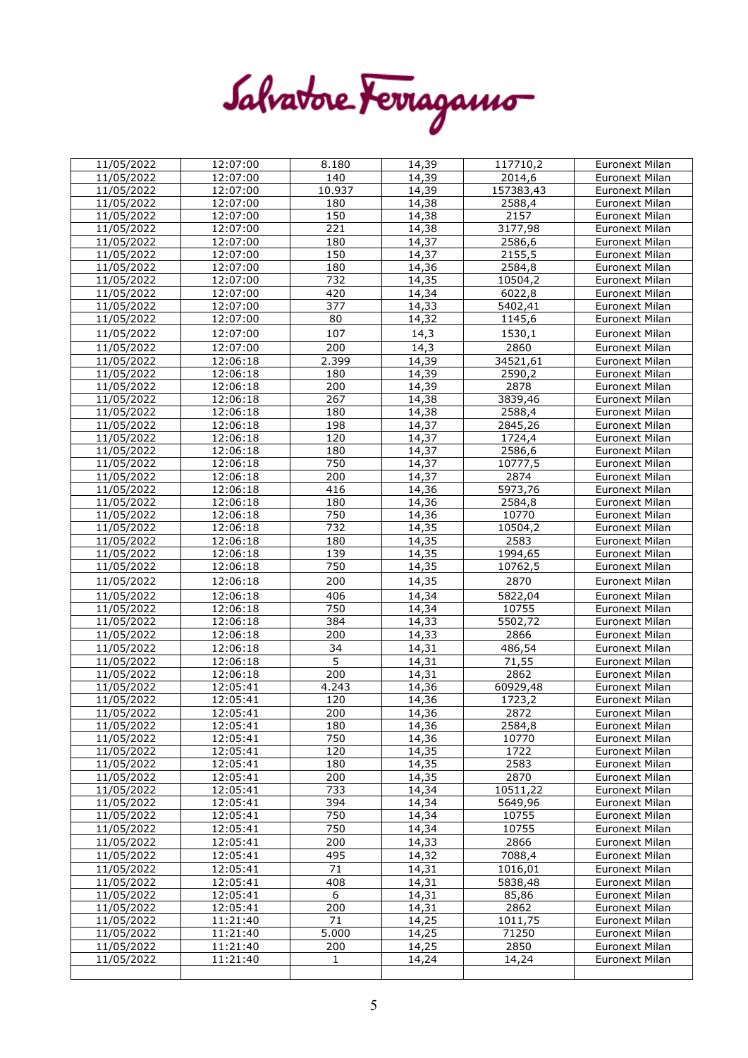Salvatore Ferragamo

| | | | | | |
|---|---|---|---|---|---|
| 11/05/2022 | 12:07:00 | 8.180 | 14,39 | 117710,2 | Euronext Milan |
| 11/05/2022 | 12:07:00 | 140 | 14,39 | 2014,6 | Euronext Milan |
| 11/05/2022 | 12:07:00 | 10.937 | 14,39 | 157383,43 | Euronext Milan |
| 11/05/2022 | 12:07:00 | 180 | 14,38 | 2588,4 | Euronext Milan |
| 11/05/2022 | 12:07:00 | 150 | 14,38 | 2157 | Euronext Milan |
| 11/05/2022 | 12:07:00 | 221 | 14,38 | 3177,98 | Euronext Milan |
| 11/05/2022 | 12:07:00 | 180 | 14,37 | 2586,6 | Euronext Milan |
| 11/05/2022 | 12:07:00 | 150 | 14,37 | 2155,5 | Euronext Milan |
| 11/05/2022 | 12:07:00 | 180 | 14,36 | 2584,8 | Euronext Milan |
| 11/05/2022 | 12:07:00 | 732 | 14,35 | 10504,2 | Euronext Milan |
| 11/05/2022 | 12:07:00 | 420 | 14,34 | 6022,8 | Euronext Milan |
| 11/05/2022 | 12:07:00 | 377 | 14,33 | 5402,41 | Euronext Milan |
| 11/05/2022 | 12:07:00 | 80 | 14,32 | 1145,6 | Euronext Milan |
| 11/05/2022 | 12:07:00 | 107 | 14,3 | 1530,1 | Euronext Milan |
| 11/05/2022 | 12:07:00 | 200 | 14,3 | 2860 | Euronext Milan |
| 11/05/2022 | 12:06:18 | 2.399 | 14,39 | 34521,61 | Euronext Milan |
| 11/05/2022 | 12:06:18 | 180 | 14,39 | 2590,2 | Euronext Milan |
| 11/05/2022 | 12:06:18 | 200 | 14,39 | 2878 | Euronext Milan |
| 11/05/2022 | 12:06:18 | 267 | 14,38 | 3839,46 | Euronext Milan |
| 11/05/2022 | 12:06:18 | 180 | 14,38 | 2588,4 | Euronext Milan |
| 11/05/2022 | 12:06:18 | 198 | 14,37 | 2845,26 | Euronext Milan |
| 11/05/2022 | 12:06:18 | 120 | 14,37 | 1724,4 | Euronext Milan |
| 11/05/2022 | 12:06:18 | 180 | 14,37 | 2586,6 | Euronext Milan |
| 11/05/2022 | 12:06:18 | 750 | 14,37 | 10777,5 | Euronext Milan |
| 11/05/2022 | 12:06:18 | 200 | 14,37 | 2874 | Euronext Milan |
| 11/05/2022 | 12:06:18 | 416 | 14,36 | 5973,76 | Euronext Milan |
| 11/05/2022 | 12:06:18 | 180 | 14,36 | 2584,8 | Euronext Milan |
| 11/05/2022 | 12:06:18 | 750 | 14,36 | 10770 | Euronext Milan |
| 11/05/2022 | 12:06:18 | 732 | 14,35 | 10504,2 | Euronext Milan |
| 11/05/2022 | 12:06:18 | 180 | 14,35 | 2583 | Euronext Milan |
| 11/05/2022 | 12:06:18 | 139 | 14,35 | 1994,65 | Euronext Milan |
| 11/05/2022 | 12:06:18 | 750 | 14,35 | 10762,5 | Euronext Milan |
| 11/05/2022 | 12:06:18 | 200 | 14,35 | 2870 | Euronext Milan |
| 11/05/2022 | 12:06:18 | 406 | 14,34 | 5822,04 | Euronext Milan |
| 11/05/2022 | 12:06:18 | 750 | 14,34 | 10755 | Euronext Milan |
| 11/05/2022 | 12:06:18 | 384 | 14,33 | 5502,72 | Euronext Milan |
| 11/05/2022 | 12:06:18 | 200 | 14,33 | 2866 | Euronext Milan |
| 11/05/2022 | 12:06:18 | 34 | 14,31 | 486,54 | Euronext Milan |
| 11/05/2022 | 12:06:18 | 5 | 14,31 | 71,55 | Euronext Milan |
| 11/05/2022 | 12:06:18 | 200 | 14,31 | 2862 | Euronext Milan |
| 11/05/2022 | 12:05:41 | 4.243 | 14,36 | 60929,48 | Euronext Milan |
| 11/05/2022 | 12:05:41 | 120 | 14,36 | 1723,2 | Euronext Milan |
| 11/05/2022 | 12:05:41 | 200 | 14,36 | 2872 | Euronext Milan |
| 11/05/2022 | 12:05:41 | 180 | 14,36 | 2584,8 | Euronext Milan |
| 11/05/2022 | 12:05:41 | 750 | 14,36 | 10770 | Euronext Milan |
| 11/05/2022 | 12:05:41 | 120 | 14,35 | 1722 | Euronext Milan |
| 11/05/2022 | 12:05:41 | 180 | 14,35 | 2583 | Euronext Milan |
| 11/05/2022 | 12:05:41 | 200 | 14,35 | 2870 | Euronext Milan |
| 11/05/2022 | 12:05:41 | 733 | 14,34 | 10511,22 | Euronext Milan |
| 11/05/2022 | 12:05:41 | 394 | 14,34 | 5649,96 | Euronext Milan |
| 11/05/2022 | 12:05:41 | 750 | 14,34 | 10755 | Euronext Milan |
| 11/05/2022 | 12:05:41 | 750 | 14,34 | 10755 | Euronext Milan |
| 11/05/2022 | 12:05:41 | 200 | 14,33 | 2866 | Euronext Milan |
| 11/05/2022 | 12:05:41 | 495 | 14,32 | 7088,4 | Euronext Milan |
| 11/05/2022 | 12:05:41 | 71 | 14,31 | 1016,01 | Euronext Milan |
| 11/05/2022 | 12:05:41 | 408 | 14,31 | 5838,48 | Euronext Milan |
| 11/05/2022 | 12:05:41 | 6 | 14,31 | 85,86 | Euronext Milan |
| 11/05/2022 | 12:05:41 | 200 | 14,31 | 2862 | Euronext Milan |
| 11/05/2022 | 11:21:40 | 71 | 14,25 | 1011,75 | Euronext Milan |
| 11/05/2022 | 11:21:40 | 5.000 | 14,25 | 71250 | Euronext Milan |
| 11/05/2022 | 11:21:40 | 200 | 14,25 | 2850 | Euronext Milan |
| 11/05/2022 | 11:21:40 | 1 | 14,24 | 14,24 | Euronext Milan |
| | | | | | |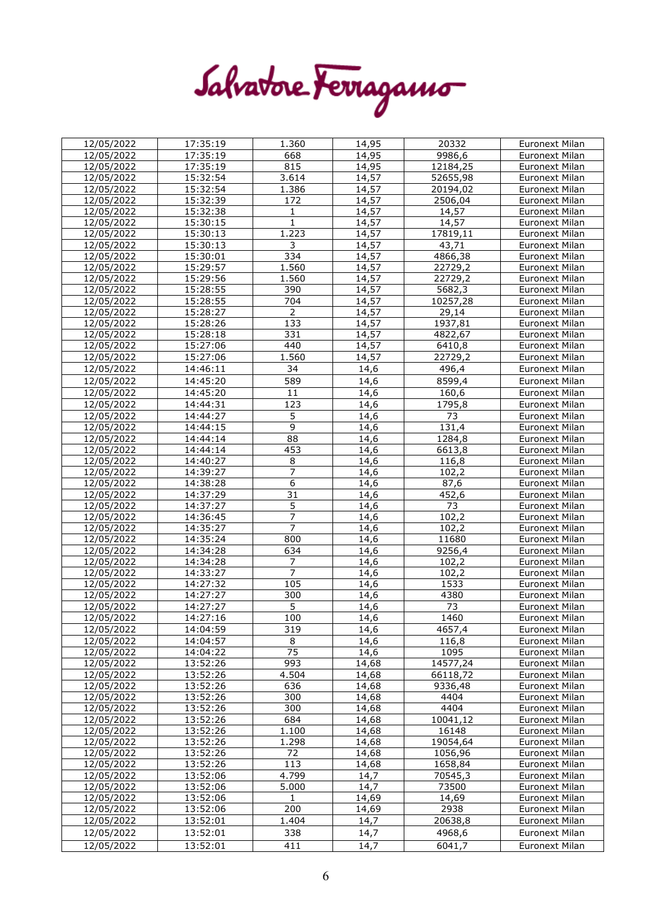| 12/05/2022 | 17:35:19 | 1.360 | 14,95 | 20332 | Euronext Milan |
|---|---|---|---|---|---|
| 12/05/2022 | 17:35:19 | 668 | 14,95 | 9986,6 | Euronext Milan |
| 12/05/2022 | 17:35:19 | 815 | 14,95 | 12184,25 | Euronext Milan |
| 12/05/2022 | 15:32:54 | 3.614 | 14,57 | 52655,98 | Euronext Milan |
| 12/05/2022 | 15:32:54 | 1.386 | 14,57 | 20194,02 | Euronext Milan |
| 12/05/2022 | 15:32:39 | 172 | 14,57 | 2506,04 | Euronext Milan |
| 12/05/2022 | 15:32:38 | 1 | 14,57 | 14,57 | Euronext Milan |
| 12/05/2022 | 15:30:15 | 1 | 14,57 | 14,57 | Euronext Milan |
| 12/05/2022 | 15:30:13 | 1.223 | 14,57 | 17819,11 | Euronext Milan |
| 12/05/2022 | 15:30:13 | 3 | 14,57 | 43,71 | Euronext Milan |
| 12/05/2022 | 15:30:01 | 334 | 14,57 | 4866,38 | Euronext Milan |
| 12/05/2022 | 15:29:57 | 1.560 | 14,57 | 22729,2 | Euronext Milan |
| 12/05/2022 | 15:29:56 | 1.560 | 14,57 | 22729,2 | Euronext Milan |
| 12/05/2022 | 15:28:55 | 390 | 14,57 | 5682,3 | Euronext Milan |
| 12/05/2022 | 15:28:55 | 704 | 14,57 | 10257,28 | Euronext Milan |
| 12/05/2022 | 15:28:27 | 2 | 14,57 | 29,14 | Euronext Milan |
| 12/05/2022 | 15:28:26 | 133 | 14,57 | 1937,81 | Euronext Milan |
| 12/05/2022 | 15:28:18 | 331 | 14,57 | 4822,67 | Euronext Milan |
| 12/05/2022 | 15:27:06 | 440 | 14,57 | 6410,8 | Euronext Milan |
| 12/05/2022 | 15:27:06 | 1.560 | 14,57 | 22729,2 | Euronext Milan |
| 12/05/2022 | 14:46:11 | 34 | 14,6 | 496,4 | Euronext Milan |
| 12/05/2022 | 14:45:20 | 589 | 14,6 | 8599,4 | Euronext Milan |
| 12/05/2022 | 14:45:20 | 11 | 14,6 | 160,6 | Euronext Milan |
| 12/05/2022 | 14:44:31 | 123 | 14,6 | 1795,8 | Euronext Milan |
| 12/05/2022 | 14:44:27 | 5 | 14,6 | 73 | Euronext Milan |
| 12/05/2022 | 14:44:15 | 9 | 14,6 | 131,4 | Euronext Milan |
| 12/05/2022 | 14:44:14 | 88 | 14,6 | 1284,8 | Euronext Milan |
| 12/05/2022 | 14:44:14 | 453 | 14,6 | 6613,8 | Euronext Milan |
| 12/05/2022 | 14:40:27 | 8 | 14,6 | 116,8 | Euronext Milan |
| 12/05/2022 | 14:39:27 | 7 | 14,6 | 102,2 | Euronext Milan |
| 12/05/2022 | 14:38:28 | 6 | 14,6 | 87,6 | Euronext Milan |
| 12/05/2022 | 14:37:29 | 31 | 14,6 | 452,6 | Euronext Milan |
| 12/05/2022 | 14:37:27 | 5 | 14,6 | 73 | Euronext Milan |
| 12/05/2022 | 14:36:45 | 7 | 14,6 | 102,2 | Euronext Milan |
| 12/05/2022 | 14:35:27 | 7 | 14,6 | 102,2 | Euronext Milan |
| 12/05/2022 | 14:35:24 | 800 | 14,6 | 11680 | Euronext Milan |
| 12/05/2022 | 14:34:28 | 634 | 14,6 | 9256,4 | Euronext Milan |
| 12/05/2022 | 14:34:28 | 7 | 14,6 | 102,2 | Euronext Milan |
| 12/05/2022 | 14:33:27 | 7 | 14,6 | 102,2 | Euronext Milan |
| 12/05/2022 | 14:27:32 | 105 | 14,6 | 1533 | Euronext Milan |
| 12/05/2022 | 14:27:27 | 300 | 14,6 | 4380 | Euronext Milan |
| 12/05/2022 | 14:27:27 | 5 | 14,6 | 73 | Euronext Milan |
| 12/05/2022 | 14:27:16 | 100 | 14,6 | 1460 | Euronext Milan |
| 12/05/2022 | 14:04:59 | 319 | 14,6 | 4657,4 | Euronext Milan |
| 12/05/2022 | 14:04:57 | 8 | 14,6 | 116,8 | Euronext Milan |
| 12/05/2022 | 14:04:22 | 75 | 14,6 | 1095 | Euronext Milan |
| 12/05/2022 | 13:52:26 | 993 | 14,68 | 14577,24 | Euronext Milan |
| 12/05/2022 | 13:52:26 | 4.504 | 14,68 | 66118,72 | Euronext Milan |
| 12/05/2022 | 13:52:26 | 636 | 14,68 | 9336,48 | Euronext Milan |
| 12/05/2022 | 13:52:26 | 300 | 14,68 | 4404 | Euronext Milan |
| 12/05/2022 | 13:52:26 | 300 | 14,68 | 4404 | Euronext Milan |
| 12/05/2022 | 13:52:26 | 684 | 14,68 | 10041,12 | Euronext Milan |
| 12/05/2022 | 13:52:26 | 1.100 | 14,68 | 16148 | Euronext Milan |
| 12/05/2022 | 13:52:26 | 1.298 | 14,68 | 19054,64 | Euronext Milan |
| 12/05/2022 | 13:52:26 | 72 | 14,68 | 1056,96 | Euronext Milan |
| 12/05/2022 | 13:52:26 | 113 | 14,68 | 1658,84 | Euronext Milan |
| 12/05/2022 | 13:52:06 | 4.799 | 14,7 | 70545,3 | Euronext Milan |
| 12/05/2022 | 13:52:06 | 5.000 | 14,7 | 73500 | Euronext Milan |
| 12/05/2022 | 13:52:06 | 1 | 14,69 | 14,69 | Euronext Milan |
| 12/05/2022 | 13:52:06 | 200 | 14,69 | 2938 | Euronext Milan |
| 12/05/2022 | 13:52:01 | 1.404 | 14,7 | 20638,8 | Euronext Milan |
| 12/05/2022 | 13:52:01 | 338 | 14,7 | 4968,6 | Euronext Milan |
| 12/05/2022 | 13:52:01 | 411 | 14,7 | 6041,7 | Euronext Milan |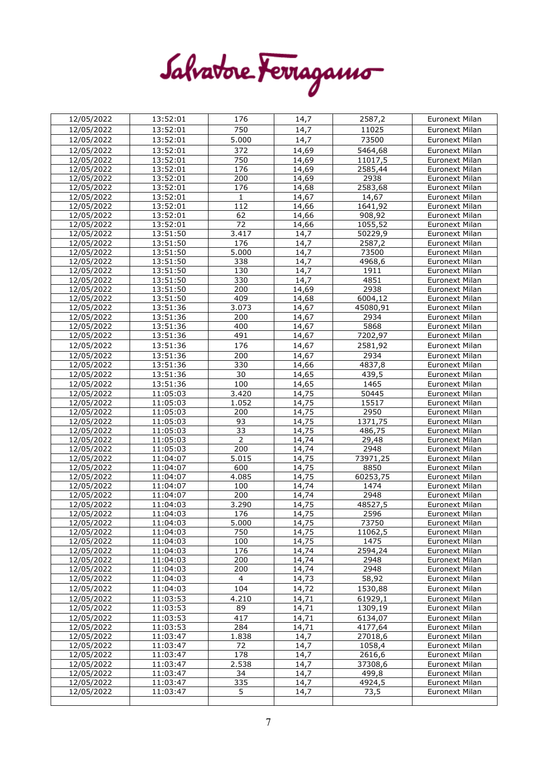Salvatore Ferragamo

| | | | | | |
|---|---|---|---|---|---|
| 12/05/2022 | 13:52:01 | 176 | 14,7 | 2587,2 | Euronext Milan |
| 12/05/2022 | 13:52:01 | 750 | 14,7 | 11025 | Euronext Milan |
| 12/05/2022 | 13:52:01 | 5.000 | 14,7 | 73500 | Euronext Milan |
| 12/05/2022 | 13:52:01 | 372 | 14,69 | 5464,68 | Euronext Milan |
| 12/05/2022 | 13:52:01 | 750 | 14,69 | 11017,5 | Euronext Milan |
| 12/05/2022 | 13:52:01 | 176 | 14,69 | 2585,44 | Euronext Milan |
| 12/05/2022 | 13:52:01 | 200 | 14,69 | 2938 | Euronext Milan |
| 12/05/2022 | 13:52:01 | 176 | 14,68 | 2583,68 | Euronext Milan |
| 12/05/2022 | 13:52:01 | 1 | 14,67 | 14,67 | Euronext Milan |
| 12/05/2022 | 13:52:01 | 112 | 14,66 | 1641,92 | Euronext Milan |
| 12/05/2022 | 13:52:01 | 62 | 14,66 | 908,92 | Euronext Milan |
| 12/05/2022 | 13:52:01 | 72 | 14,66 | 1055,52 | Euronext Milan |
| 12/05/2022 | 13:51:50 | 3.417 | 14,7 | 50229,9 | Euronext Milan |
| 12/05/2022 | 13:51:50 | 176 | 14,7 | 2587,2 | Euronext Milan |
| 12/05/2022 | 13:51:50 | 5.000 | 14,7 | 73500 | Euronext Milan |
| 12/05/2022 | 13:51:50 | 338 | 14,7 | 4968,6 | Euronext Milan |
| 12/05/2022 | 13:51:50 | 130 | 14,7 | 1911 | Euronext Milan |
| 12/05/2022 | 13:51:50 | 330 | 14,7 | 4851 | Euronext Milan |
| 12/05/2022 | 13:51:50 | 200 | 14,69 | 2938 | Euronext Milan |
| 12/05/2022 | 13:51:50 | 409 | 14,68 | 6004,12 | Euronext Milan |
| 12/05/2022 | 13:51:36 | 3.073 | 14,67 | 45080,91 | Euronext Milan |
| 12/05/2022 | 13:51:36 | 200 | 14,67 | 2934 | Euronext Milan |
| 12/05/2022 | 13:51:36 | 400 | 14,67 | 5868 | Euronext Milan |
| 12/05/2022 | 13:51:36 | 491 | 14,67 | 7202,97 | Euronext Milan |
| 12/05/2022 | 13:51:36 | 176 | 14,67 | 2581,92 | Euronext Milan |
| 12/05/2022 | 13:51:36 | 200 | 14,67 | 2934 | Euronext Milan |
| 12/05/2022 | 13:51:36 | 330 | 14,66 | 4837,8 | Euronext Milan |
| 12/05/2022 | 13:51:36 | 30 | 14,65 | 439,5 | Euronext Milan |
| 12/05/2022 | 13:51:36 | 100 | 14,65 | 1465 | Euronext Milan |
| 12/05/2022 | 11:05:03 | 3.420 | 14,75 | 50445 | Euronext Milan |
| 12/05/2022 | 11:05:03 | 1.052 | 14,75 | 15517 | Euronext Milan |
| 12/05/2022 | 11:05:03 | 200 | 14,75 | 2950 | Euronext Milan |
| 12/05/2022 | 11:05:03 | 93 | 14,75 | 1371,75 | Euronext Milan |
| 12/05/2022 | 11:05:03 | 33 | 14,75 | 486,75 | Euronext Milan |
| 12/05/2022 | 11:05:03 | 2 | 14,74 | 29,48 | Euronext Milan |
| 12/05/2022 | 11:05:03 | 200 | 14,74 | 2948 | Euronext Milan |
| 12/05/2022 | 11:04:07 | 5.015 | 14,75 | 73971,25 | Euronext Milan |
| 12/05/2022 | 11:04:07 | 600 | 14,75 | 8850 | Euronext Milan |
| 12/05/2022 | 11:04:07 | 4.085 | 14,75 | 60253,75 | Euronext Milan |
| 12/05/2022 | 11:04:07 | 100 | 14,74 | 1474 | Euronext Milan |
| 12/05/2022 | 11:04:07 | 200 | 14,74 | 2948 | Euronext Milan |
| 12/05/2022 | 11:04:03 | 3.290 | 14,75 | 48527,5 | Euronext Milan |
| 12/05/2022 | 11:04:03 | 176 | 14,75 | 2596 | Euronext Milan |
| 12/05/2022 | 11:04:03 | 5.000 | 14,75 | 73750 | Euronext Milan |
| 12/05/2022 | 11:04:03 | 750 | 14,75 | 11062,5 | Euronext Milan |
| 12/05/2022 | 11:04:03 | 100 | 14,75 | 1475 | Euronext Milan |
| 12/05/2022 | 11:04:03 | 176 | 14,74 | 2594,24 | Euronext Milan |
| 12/05/2022 | 11:04:03 | 200 | 14,74 | 2948 | Euronext Milan |
| 12/05/2022 | 11:04:03 | 200 | 14,74 | 2948 | Euronext Milan |
| 12/05/2022 | 11:04:03 | 4 | 14,73 | 58,92 | Euronext Milan |
| 12/05/2022 | 11:04:03 | 104 | 14,72 | 1530,88 | Euronext Milan |
| 12/05/2022 | 11:03:53 | 4.210 | 14,71 | 61929,1 | Euronext Milan |
| 12/05/2022 | 11:03:53 | 89 | 14,71 | 1309,19 | Euronext Milan |
| 12/05/2022 | 11:03:53 | 417 | 14,71 | 6134,07 | Euronext Milan |
| 12/05/2022 | 11:03:53 | 284 | 14,71 | 4177,64 | Euronext Milan |
| 12/05/2022 | 11:03:47 | 1.838 | 14,7 | 27018,6 | Euronext Milan |
| 12/05/2022 | 11:03:47 | 72 | 14,7 | 1058,4 | Euronext Milan |
| 12/05/2022 | 11:03:47 | 178 | 14,7 | 2616,6 | Euronext Milan |
| 12/05/2022 | 11:03:47 | 2.538 | 14,7 | 37308,6 | Euronext Milan |
| 12/05/2022 | 11:03:47 | 34 | 14,7 | 499,8 | Euronext Milan |
| 12/05/2022 | 11:03:47 | 335 | 14,7 | 4924,5 | Euronext Milan |
| 12/05/2022 | 11:03:47 | 5 | 14,7 | 73,5 | Euronext Milan |
| | | | | | |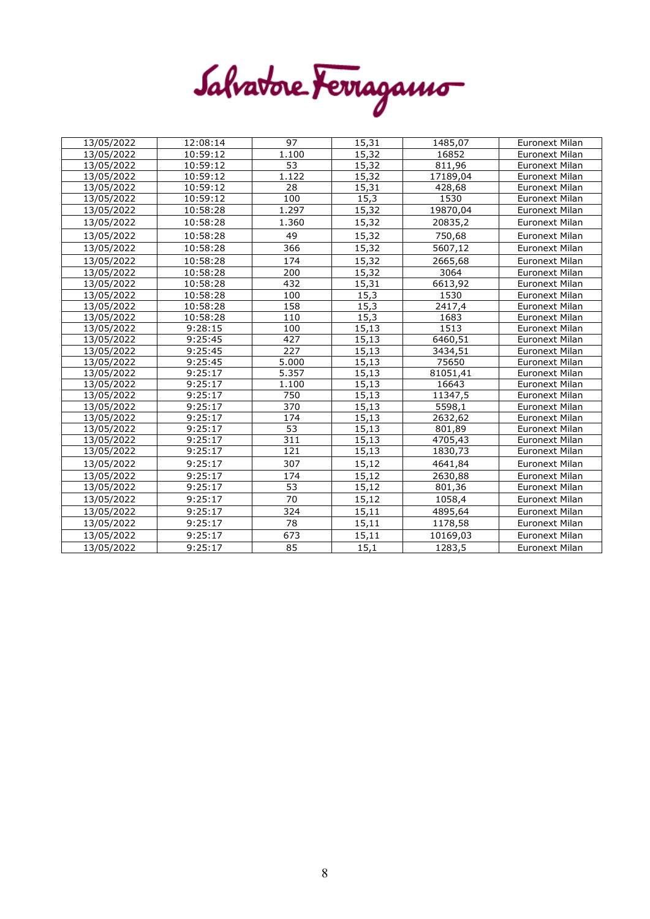Salvatore Ferragamo

| | | | | | |
|---|---|---|---|---|---|
| 13/05/2022 | 12:08:14 | 97 | 15,31 | 1485,07 | Euronext Milan |
| 13/05/2022 | 10:59:12 | 1.100 | 15,32 | 16852 | Euronext Milan |
| 13/05/2022 | 10:59:12 | 53 | 15,32 | 811,96 | Euronext Milan |
| 13/05/2022 | 10:59:12 | 1.122 | 15,32 | 17189,04 | Euronext Milan |
| 13/05/2022 | 10:59:12 | 28 | 15,31 | 428,68 | Euronext Milan |
| 13/05/2022 | 10:59:12 | 100 | 15,3 | 1530 | Euronext Milan |
| 13/05/2022 | 10:58:28 | 1.297 | 15,32 | 19870,04 | Euronext Milan |
| 13/05/2022 | 10:58:28 | 1.360 | 15,32 | 20835,2 | Euronext Milan |
| 13/05/2022 | 10:58:28 | 49 | 15,32 | 750,68 | Euronext Milan |
| 13/05/2022 | 10:58:28 | 366 | 15,32 | 5607,12 | Euronext Milan |
| 13/05/2022 | 10:58:28 | 174 | 15,32 | 2665,68 | Euronext Milan |
| 13/05/2022 | 10:58:28 | 200 | 15,32 | 3064 | Euronext Milan |
| 13/05/2022 | 10:58:28 | 432 | 15,31 | 6613,92 | Euronext Milan |
| 13/05/2022 | 10:58:28 | 100 | 15,3 | 1530 | Euronext Milan |
| 13/05/2022 | 10:58:28 | 158 | 15,3 | 2417,4 | Euronext Milan |
| 13/05/2022 | 10:58:28 | 110 | 15,3 | 1683 | Euronext Milan |
| 13/05/2022 | 9:28:15 | 100 | 15,13 | 1513 | Euronext Milan |
| 13/05/2022 | 9:25:45 | 427 | 15,13 | 6460,51 | Euronext Milan |
| 13/05/2022 | 9:25:45 | 227 | 15,13 | 3434,51 | Euronext Milan |
| 13/05/2022 | 9:25:45 | 5.000 | 15,13 | 75650 | Euronext Milan |
| 13/05/2022 | 9:25:17 | 5.357 | 15,13 | 81051,41 | Euronext Milan |
| 13/05/2022 | 9:25:17 | 1.100 | 15,13 | 16643 | Euronext Milan |
| 13/05/2022 | 9:25:17 | 750 | 15,13 | 11347,5 | Euronext Milan |
| 13/05/2022 | 9:25:17 | 370 | 15,13 | 5598,1 | Euronext Milan |
| 13/05/2022 | 9:25:17 | 174 | 15,13 | 2632,62 | Euronext Milan |
| 13/05/2022 | 9:25:17 | 53 | 15,13 | 801,89 | Euronext Milan |
| 13/05/2022 | 9:25:17 | 311 | 15,13 | 4705,43 | Euronext Milan |
| 13/05/2022 | 9:25:17 | 121 | 15,13 | 1830,73 | Euronext Milan |
| 13/05/2022 | 9:25:17 | 307 | 15,12 | 4641,84 | Euronext Milan |
| 13/05/2022 | 9:25:17 | 174 | 15,12 | 2630,88 | Euronext Milan |
| 13/05/2022 | 9:25:17 | 53 | 15,12 | 801,36 | Euronext Milan |
| 13/05/2022 | 9:25:17 | 70 | 15,12 | 1058,4 | Euronext Milan |
| 13/05/2022 | 9:25:17 | 324 | 15,11 | 4895,64 | Euronext Milan |
| 13/05/2022 | 9:25:17 | 78 | 15,11 | 1178,58 | Euronext Milan |
| 13/05/2022 | 9:25:17 | 673 | 15,11 | 10169,03 | Euronext Milan |
| 13/05/2022 | 9:25:17 | 85 | 15,1 | 1283,5 | Euronext Milan |